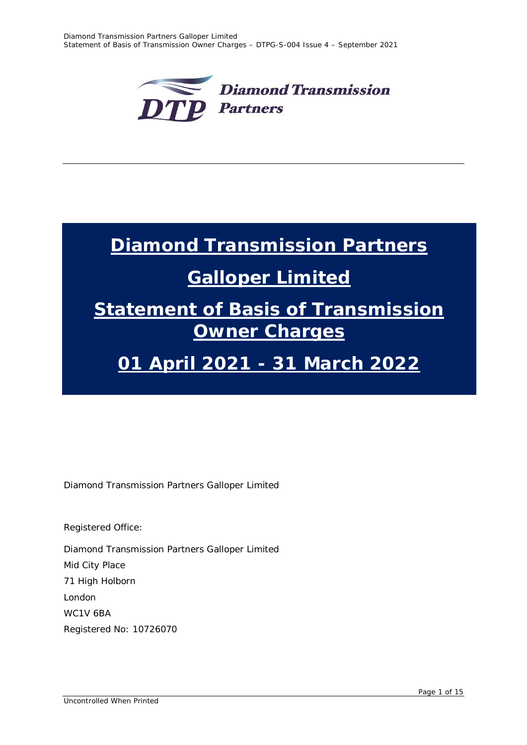# Diamond Transmission Partners Galloper Limited

# Statement of Basis of Transmission Owner Charges

# 01 April 2021 - 31 March 2022

Diamond Transmission Partners Galloper Limited

Registered Office:

Diamond Transmission Partners Galloper Limited
Mid City Place
71 High Holborn
London
WC1V 6BA
Registered No: 10726070

Uncontrolled When Printed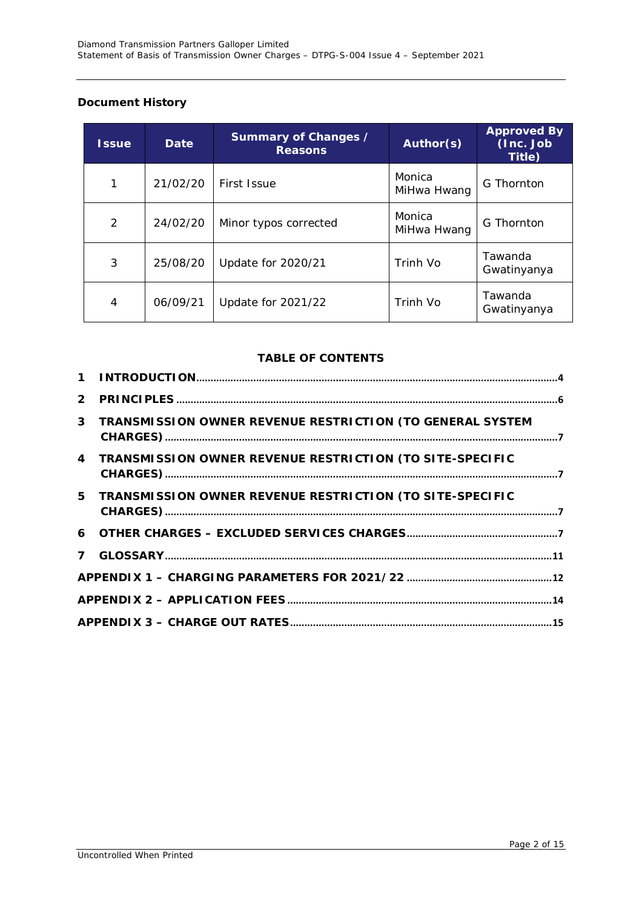**Document History**

| Issue | Date | Summary of Changes / Reasons | Author(s) | Approved By (Inc. Job Title) |
|---|---|---|---|---|
| 1 | 21/02/20 | First Issue | Monica MiHwa Hwang | G Thornton |
| 2 | 24/02/20 | Minor typos corrected | Monica MiHwa Hwang | G Thornton |
| 3 | 25/08/20 | Update for 2020/21 | Trinh Vo | Tawanda Gwatinyanya |
| 4 | 06/09/21 | Update for 2021/22 | Trinh Vo | Tawanda Gwatinyanya |

**TABLE OF CONTENTS**

1 INTRODUCTION....4
2 PRINCIPLES....6
3 TRANSMISSION OWNER REVENUE RESTRICTION (TO GENERAL SYSTEM CHARGES)....7
4 TRANSMISSION OWNER REVENUE RESTRICTION (TO SITE-SPECIFIC CHARGES)....7
5 TRANSMISSION OWNER REVENUE RESTRICTION (TO SITE-SPECIFIC CHARGES)....7
6 OTHER CHARGES – EXCLUDED SERVICES CHARGES....7
7 GLOSSARY....11
APPENDIX 1 – CHARGING PARAMETERS FOR 2021/22....12
APPENDIX 2 – APPLICATION FEES....14
APPENDIX 3 – CHARGE OUT RATES....15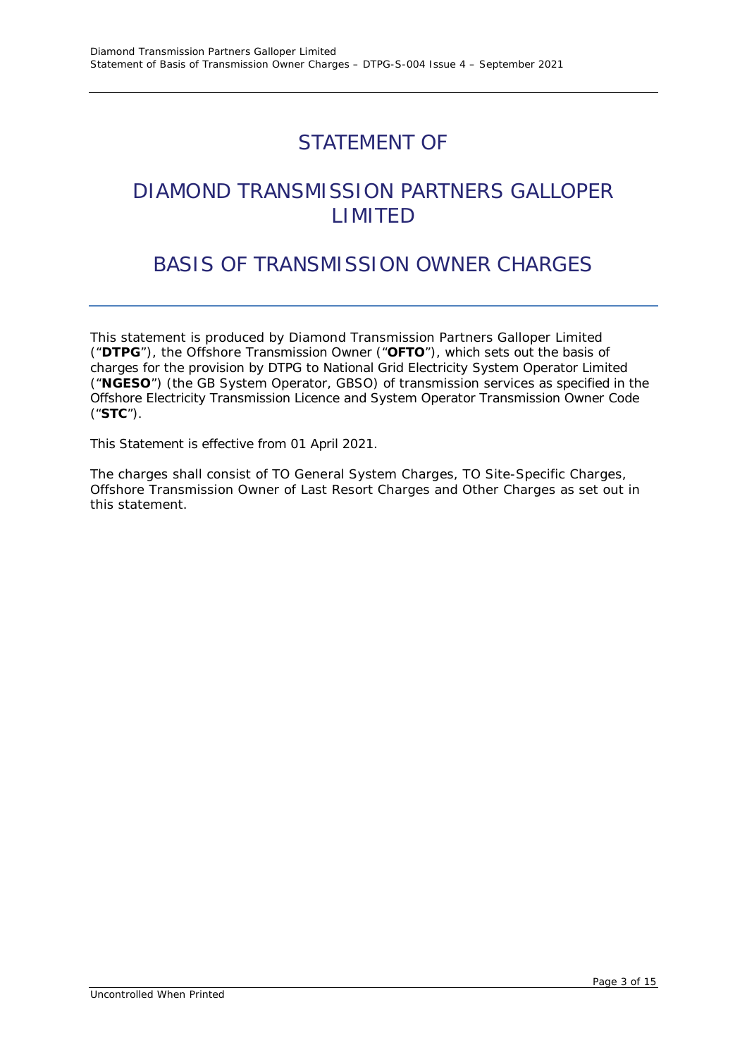# STATEMENT OF

# DIAMOND TRANSMISSION PARTNERS GALLOPER LIMITED

# BASIS OF TRANSMISSION OWNER CHARGES

This statement is produced by Diamond Transmission Partners Galloper Limited ("**DTPG**"), the Offshore Transmission Owner ("**OFTO**"), which sets out the basis of charges for the provision by DTPG to National Grid Electricity System Operator Limited ("**NGESO**") (the GB System Operator, GBSO) of transmission services as specified in the Offshore Electricity Transmission Licence and System Operator Transmission Owner Code ("**STC**").

This Statement is effective from 01 April 2021.

The charges shall consist of TO General System Charges, TO Site-Specific Charges, Offshore Transmission Owner of Last Resort Charges and Other Charges as set out in this statement.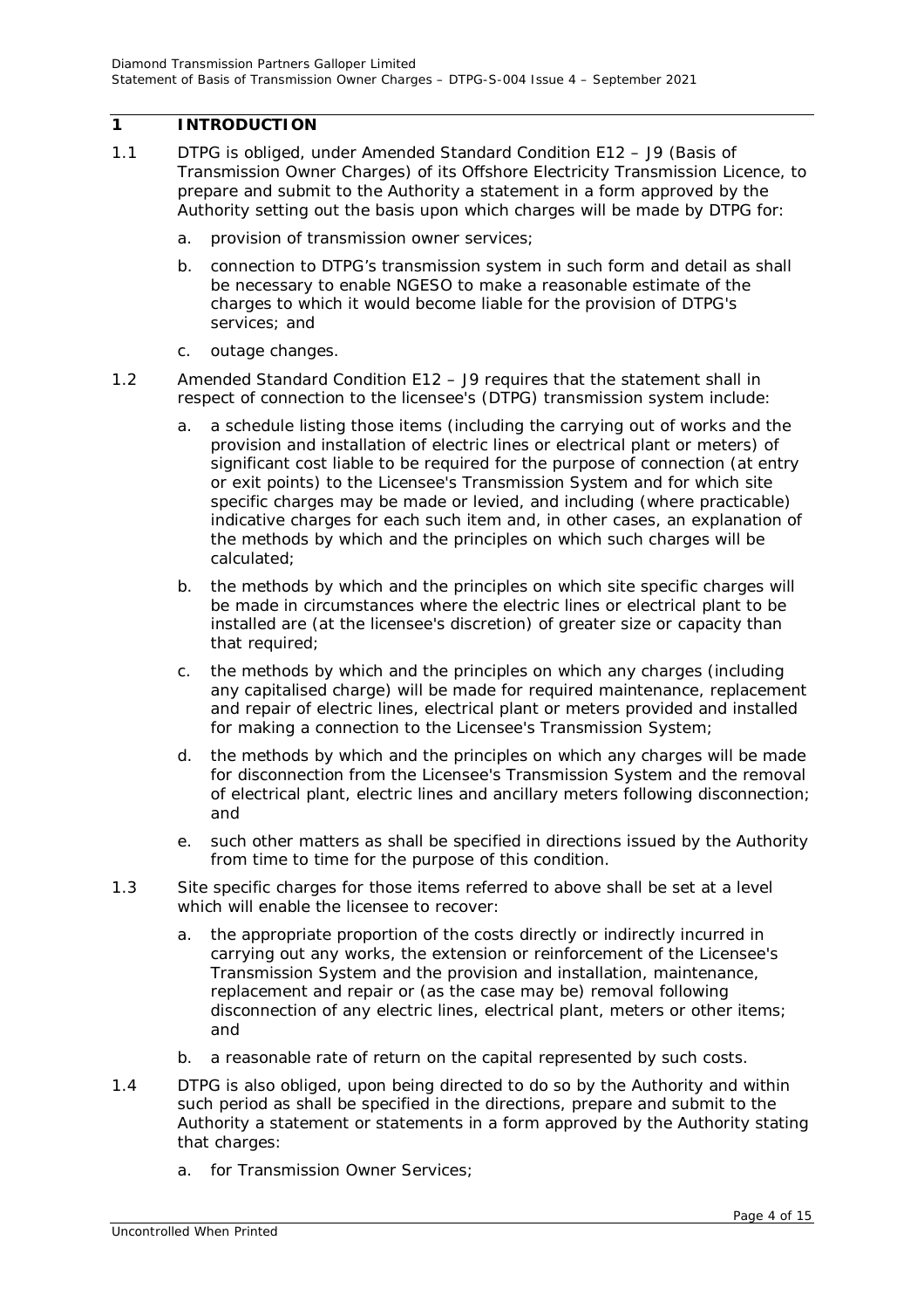# 1 INTRODUCTION

1.1 DTPG is obliged, under Amended Standard Condition E12 – J9 (Basis of Transmission Owner Charges) of its Offshore Electricity Transmission Licence, to prepare and submit to the Authority a statement in a form approved by the Authority setting out the basis upon which charges will be made by DTPG for:

a. provision of transmission owner services;

b. connection to DTPG's transmission system in such form and detail as shall be necessary to enable NGESO to make a reasonable estimate of the charges to which it would become liable for the provision of DTPG's services; and

c. outage changes.

1.2 Amended Standard Condition E12 – J9 requires that the statement shall in respect of connection to the licensee's (DTPG) transmission system include:

a. a schedule listing those items (including the carrying out of works and the provision and installation of electric lines or electrical plant or meters) of significant cost liable to be required for the purpose of connection (at entry or exit points) to the Licensee's Transmission System and for which site specific charges may be made or levied, and including (where practicable) indicative charges for each such item and, in other cases, an explanation of the methods by which and the principles on which such charges will be calculated;

b. the methods by which and the principles on which site specific charges will be made in circumstances where the electric lines or electrical plant to be installed are (at the licensee's discretion) of greater size or capacity than that required;

c. the methods by which and the principles on which any charges (including any capitalised charge) will be made for required maintenance, replacement and repair of electric lines, electrical plant or meters provided and installed for making a connection to the Licensee's Transmission System;

d. the methods by which and the principles on which any charges will be made for disconnection from the Licensee's Transmission System and the removal of electrical plant, electric lines and ancillary meters following disconnection; and

e. such other matters as shall be specified in directions issued by the Authority from time to time for the purpose of this condition.

1.3 Site specific charges for those items referred to above shall be set at a level which will enable the licensee to recover:

a. the appropriate proportion of the costs directly or indirectly incurred in carrying out any works, the extension or reinforcement of the Licensee's Transmission System and the provision and installation, maintenance, replacement and repair or (as the case may be) removal following disconnection of any electric lines, electrical plant, meters or other items; and

b. a reasonable rate of return on the capital represented by such costs.

1.4 DTPG is also obliged, upon being directed to do so by the Authority and within such period as shall be specified in the directions, prepare and submit to the Authority a statement or statements in a form approved by the Authority stating that charges:

a. for Transmission Owner Services;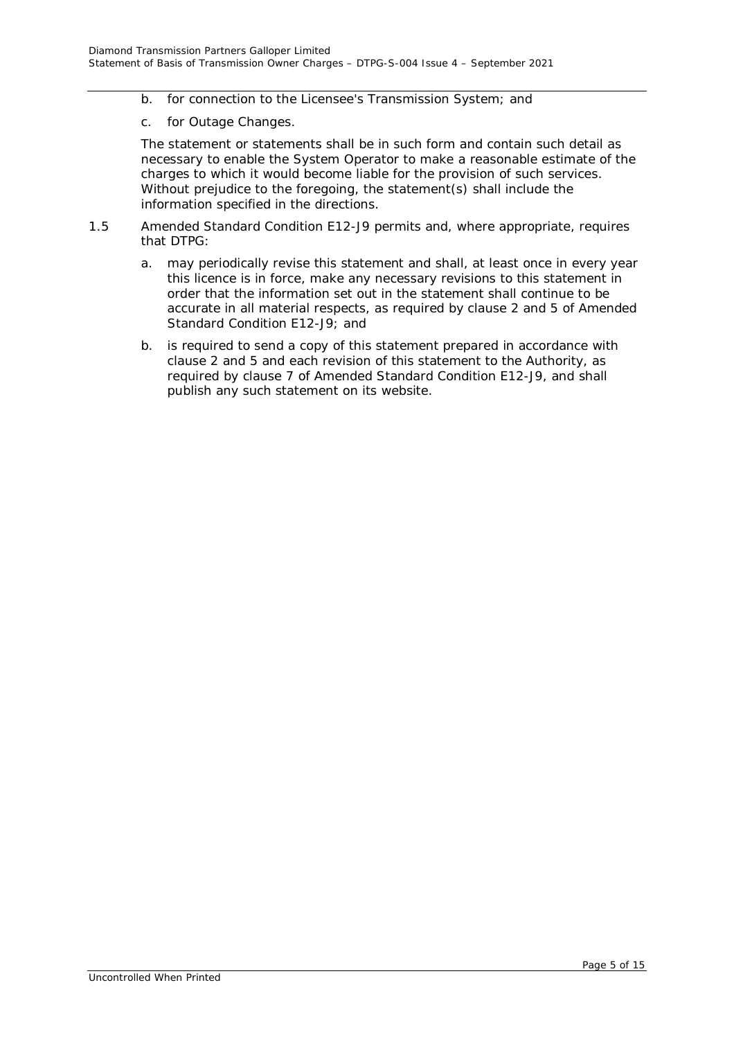b. for connection to the Licensee's Transmission System; and

c. for Outage Changes.

The statement or statements shall be in such form and contain such detail as necessary to enable the System Operator to make a reasonable estimate of the charges to which it would become liable for the provision of such services. Without prejudice to the foregoing, the statement(s) shall include the information specified in the directions.

1.5 Amended Standard Condition E12-J9 permits and, where appropriate, requires that DTPG:

a. may periodically revise this statement and shall, at least once in every year this licence is in force, make any necessary revisions to this statement in order that the information set out in the statement shall continue to be accurate in all material respects, as required by clause 2 and 5 of Amended Standard Condition E12-J9; and

b. is required to send a copy of this statement prepared in accordance with clause 2 and 5 and each revision of this statement to the Authority, as required by clause 7 of Amended Standard Condition E12-J9, and shall publish any such statement on its website.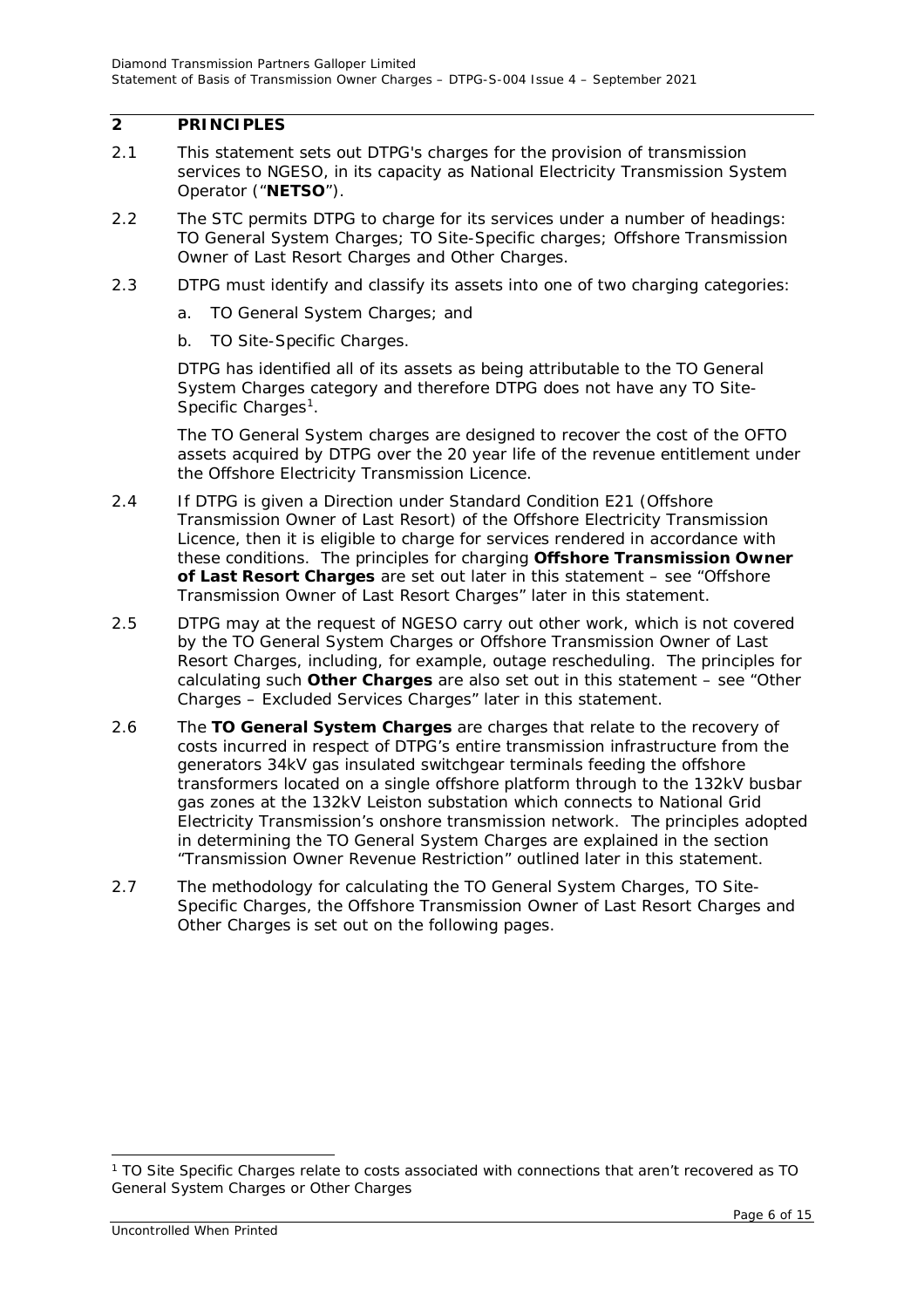## 2 PRINCIPLES

2.1 This statement sets out DTPG's charges for the provision of transmission services to NGESO, in its capacity as National Electricity Transmission System Operator ("**NETSO**").

2.2 The STC permits DTPG to charge for its services under a number of headings: TO General System Charges; TO Site-Specific charges; Offshore Transmission Owner of Last Resort Charges and Other Charges.

2.3 DTPG must identify and classify its assets into one of two charging categories:

a. TO General System Charges; and

b. TO Site-Specific Charges.

DTPG has identified all of its assets as being attributable to the TO General System Charges category and therefore DTPG does not have any TO Site-Specific Charges[1].

The TO General System charges are designed to recover the cost of the OFTO assets acquired by DTPG over the 20 year life of the revenue entitlement under the Offshore Electricity Transmission Licence.

2.4 If DTPG is given a Direction under Standard Condition E21 (Offshore Transmission Owner of Last Resort) of the Offshore Electricity Transmission Licence, then it is eligible to charge for services rendered in accordance with these conditions. The principles for charging **Offshore Transmission Owner of Last Resort Charges** are set out later in this statement – see "Offshore Transmission Owner of Last Resort Charges" later in this statement.

2.5 DTPG may at the request of NGESO carry out other work, which is not covered by the TO General System Charges or Offshore Transmission Owner of Last Resort Charges, including, for example, outage rescheduling. The principles for calculating such **Other Charges** are also set out in this statement – see "Other Charges – Excluded Services Charges" later in this statement.

2.6 The **TO General System Charges** are charges that relate to the recovery of costs incurred in respect of DTPG's entire transmission infrastructure from the generators 34kV gas insulated switchgear terminals feeding the offshore transformers located on a single offshore platform through to the 132kV busbar gas zones at the 132kV Leiston substation which connects to National Grid Electricity Transmission's onshore transmission network. The principles adopted in determining the TO General System Charges are explained in the section "Transmission Owner Revenue Restriction" outlined later in this statement.

2.7 The methodology for calculating the TO General System Charges, TO Site-Specific Charges, the Offshore Transmission Owner of Last Resort Charges and Other Charges is set out on the following pages.

---

[1] TO Site Specific Charges relate to costs associated with connections that aren't recovered as TO General System Charges or Other Charges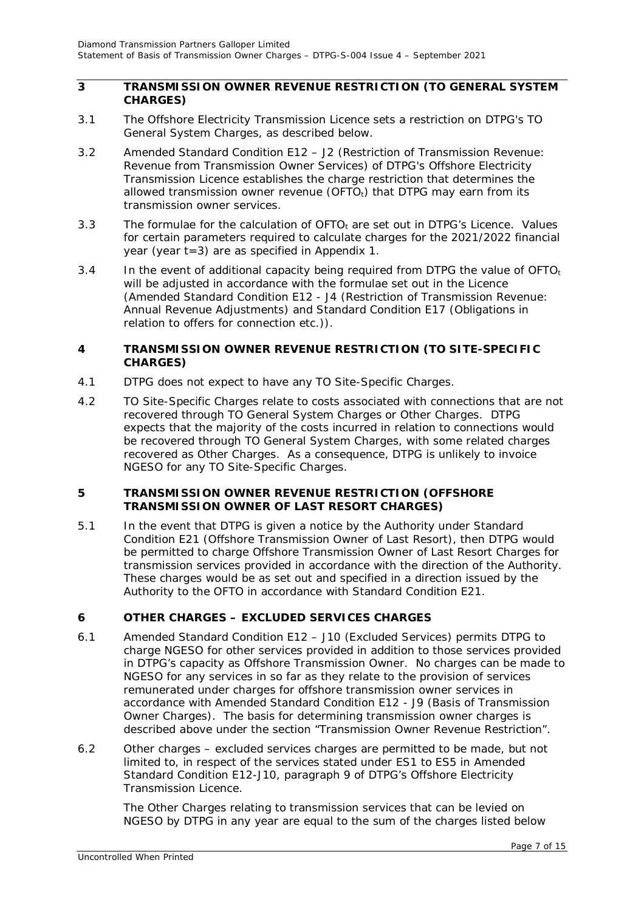## 3 TRANSMISSION OWNER REVENUE RESTRICTION (TO GENERAL SYSTEM CHARGES)

3.1 The Offshore Electricity Transmission Licence sets a restriction on DTPG's TO General System Charges, as described below.

3.2 Amended Standard Condition E12 – J2 (Restriction of Transmission Revenue: Revenue from Transmission Owner Services) of DTPG's Offshore Electricity Transmission Licence establishes the charge restriction that determines the allowed transmission owner revenue ($OFTO_t$) that DTPG may earn from its transmission owner services.

3.3 The formulae for the calculation of $OFTO_t$ are set out in DTPG's Licence. Values for certain parameters required to calculate charges for the 2021/2022 financial year (year t=3) are as specified in Appendix 1.

3.4 In the event of additional capacity being required from DTPG the value of $OFTO_t$ will be adjusted in accordance with the formulae set out in the Licence (Amended Standard Condition E12 - J4 (Restriction of Transmission Revenue: Annual Revenue Adjustments) and Standard Condition E17 (Obligations in relation to offers for connection etc.)).

## 4 TRANSMISSION OWNER REVENUE RESTRICTION (TO SITE-SPECIFIC CHARGES)

4.1 DTPG does not expect to have any TO Site-Specific Charges.

4.2 TO Site-Specific Charges relate to costs associated with connections that are not recovered through TO General System Charges or Other Charges. DTPG expects that the majority of the costs incurred in relation to connections would be recovered through TO General System Charges, with some related charges recovered as Other Charges. As a consequence, DTPG is unlikely to invoice NGESO for any TO Site-Specific Charges.

## 5 TRANSMISSION OWNER REVENUE RESTRICTION (OFFSHORE TRANSMISSION OWNER OF LAST RESORT CHARGES)

5.1 In the event that DTPG is given a notice by the Authority under Standard Condition E21 (Offshore Transmission Owner of Last Resort), then DTPG would be permitted to charge Offshore Transmission Owner of Last Resort Charges for transmission services provided in accordance with the direction of the Authority. These charges would be as set out and specified in a direction issued by the Authority to the OFTO in accordance with Standard Condition E21.

## 6 OTHER CHARGES – EXCLUDED SERVICES CHARGES

6.1 Amended Standard Condition E12 – J10 (Excluded Services) permits DTPG to charge NGESO for other services provided in addition to those services provided in DTPG's capacity as Offshore Transmission Owner. No charges can be made to NGESO for any services in so far as they relate to the provision of services remunerated under charges for offshore transmission owner services in accordance with Amended Standard Condition E12 - J9 (Basis of Transmission Owner Charges). The basis for determining transmission owner charges is described above under the section "Transmission Owner Revenue Restriction".

6.2 Other charges – excluded services charges are permitted to be made, but not limited to, in respect of the services stated under ES1 to ES5 in Amended Standard Condition E12-J10, paragraph 9 of DTPG's Offshore Electricity Transmission Licence.

The Other Charges relating to transmission services that can be levied on NGESO by DTPG in any year are equal to the sum of the charges listed below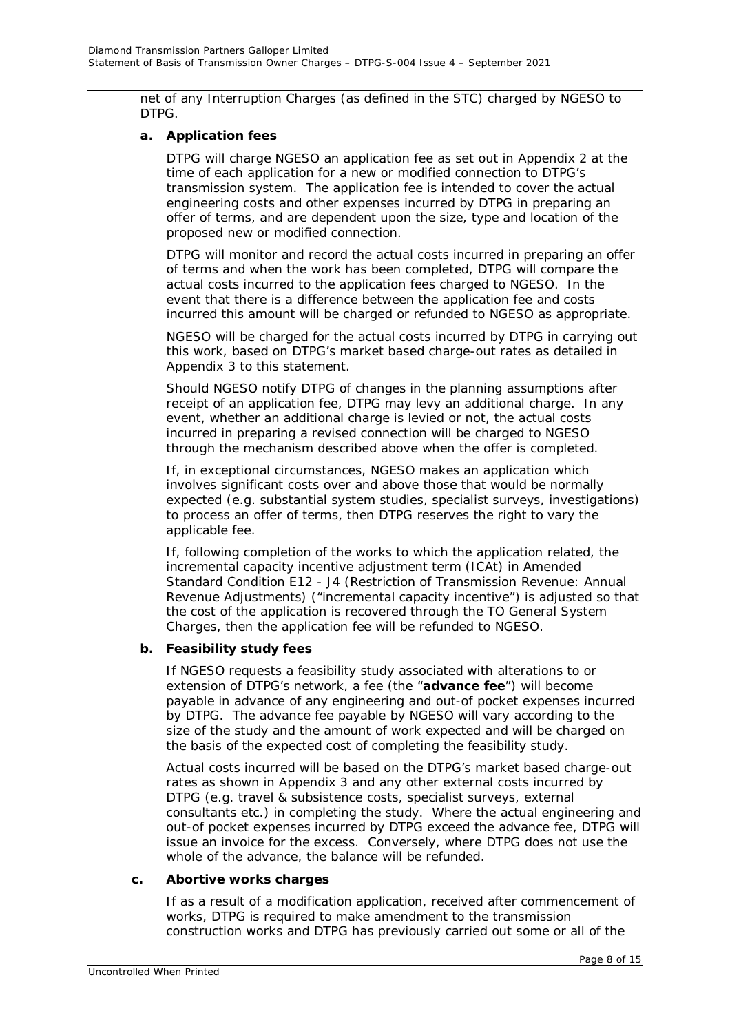net of any Interruption Charges (as defined in the STC) charged by NGESO to DTPG.

**a. Application fees**

DTPG will charge NGESO an application fee as set out in Appendix 2 at the time of each application for a new or modified connection to DTPG's transmission system. The application fee is intended to cover the actual engineering costs and other expenses incurred by DTPG in preparing an offer of terms, and are dependent upon the size, type and location of the proposed new or modified connection.

DTPG will monitor and record the actual costs incurred in preparing an offer of terms and when the work has been completed, DTPG will compare the actual costs incurred to the application fees charged to NGESO. In the event that there is a difference between the application fee and costs incurred this amount will be charged or refunded to NGESO as appropriate.

NGESO will be charged for the actual costs incurred by DTPG in carrying out this work, based on DTPG's market based charge-out rates as detailed in Appendix 3 to this statement.

Should NGESO notify DTPG of changes in the planning assumptions after receipt of an application fee, DTPG may levy an additional charge. In any event, whether an additional charge is levied or not, the actual costs incurred in preparing a revised connection will be charged to NGESO through the mechanism described above when the offer is completed.

If, in exceptional circumstances, NGESO makes an application which involves significant costs over and above those that would be normally expected (e.g. substantial system studies, specialist surveys, investigations) to process an offer of terms, then DTPG reserves the right to vary the applicable fee.

If, following completion of the works to which the application related, the incremental capacity incentive adjustment term (ICAt) in Amended Standard Condition E12 - J4 (Restriction of Transmission Revenue: Annual Revenue Adjustments) ("incremental capacity incentive") is adjusted so that the cost of the application is recovered through the TO General System Charges, then the application fee will be refunded to NGESO.

**b. Feasibility study fees**

If NGESO requests a feasibility study associated with alterations to or extension of DTPG's network, a fee (the "**advance fee**") will become payable in advance of any engineering and out-of pocket expenses incurred by DTPG. The advance fee payable by NGESO will vary according to the size of the study and the amount of work expected and will be charged on the basis of the expected cost of completing the feasibility study.

Actual costs incurred will be based on the DTPG's market based charge-out rates as shown in Appendix 3 and any other external costs incurred by DTPG (e.g. travel & subsistence costs, specialist surveys, external consultants etc.) in completing the study. Where the actual engineering and out-of pocket expenses incurred by DTPG exceed the advance fee, DTPG will issue an invoice for the excess. Conversely, where DTPG does not use the whole of the advance, the balance will be refunded.

**c. Abortive works charges**

If as a result of a modification application, received after commencement of works, DTPG is required to make amendment to the transmission construction works and DTPG has previously carried out some or all of the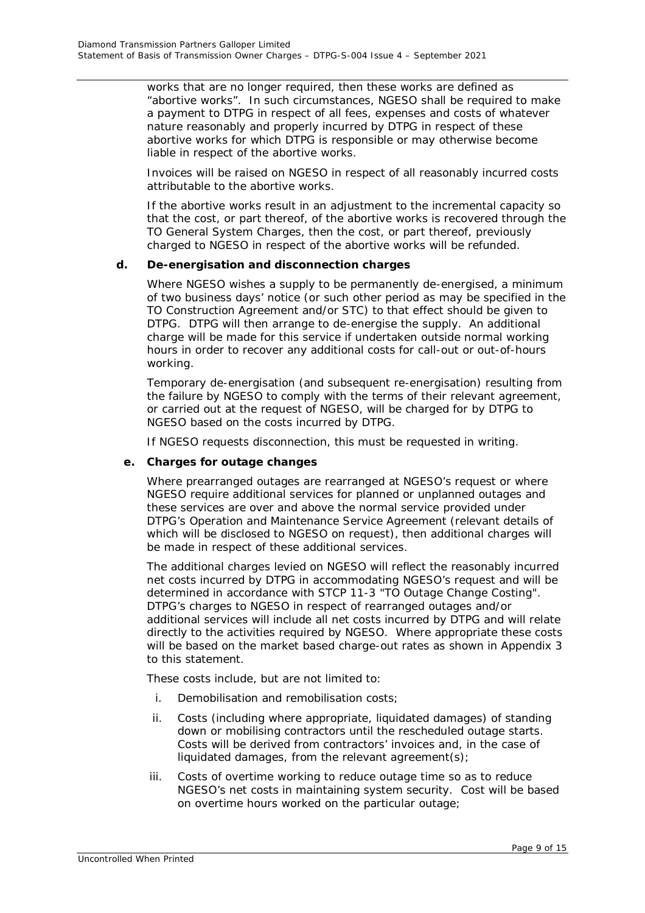works that are no longer required, then these works are defined as "abortive works". In such circumstances, NGESO shall be required to make a payment to DTPG in respect of all fees, expenses and costs of whatever nature reasonably and properly incurred by DTPG in respect of these abortive works for which DTPG is responsible or may otherwise become liable in respect of the abortive works.

Invoices will be raised on NGESO in respect of all reasonably incurred costs attributable to the abortive works.

If the abortive works result in an adjustment to the incremental capacity so that the cost, or part thereof, of the abortive works is recovered through the TO General System Charges, then the cost, or part thereof, previously charged to NGESO in respect of the abortive works will be refunded.

**d. De-energisation and disconnection charges**

Where NGESO wishes a supply to be permanently de-energised, a minimum of two business days' notice (or such other period as may be specified in the TO Construction Agreement and/or STC) to that effect should be given to DTPG. DTPG will then arrange to de-energise the supply. An additional charge will be made for this service if undertaken outside normal working hours in order to recover any additional costs for call-out or out-of-hours working.

Temporary de-energisation (and subsequent re-energisation) resulting from the failure by NGESO to comply with the terms of their relevant agreement, or carried out at the request of NGESO, will be charged for by DTPG to NGESO based on the costs incurred by DTPG.

If NGESO requests disconnection, this must be requested in writing.

**e. Charges for outage changes**

Where prearranged outages are rearranged at NGESO's request or where NGESO require additional services for planned or unplanned outages and these services are over and above the normal service provided under DTPG's Operation and Maintenance Service Agreement (relevant details of which will be disclosed to NGESO on request), then additional charges will be made in respect of these additional services.

The additional charges levied on NGESO will reflect the reasonably incurred net costs incurred by DTPG in accommodating NGESO's request and will be determined in accordance with STCP 11-3 "TO Outage Change Costing". DTPG's charges to NGESO in respect of rearranged outages and/or additional services will include all net costs incurred by DTPG and will relate directly to the activities required by NGESO. Where appropriate these costs will be based on the market based charge-out rates as shown in Appendix 3 to this statement.

These costs include, but are not limited to:

i. Demobilisation and remobilisation costs;

ii. Costs (including where appropriate, liquidated damages) of standing down or mobilising contractors until the rescheduled outage starts. Costs will be derived from contractors' invoices and, in the case of liquidated damages, from the relevant agreement(s);

iii. Costs of overtime working to reduce outage time so as to reduce NGESO's net costs in maintaining system security. Cost will be based on overtime hours worked on the particular outage;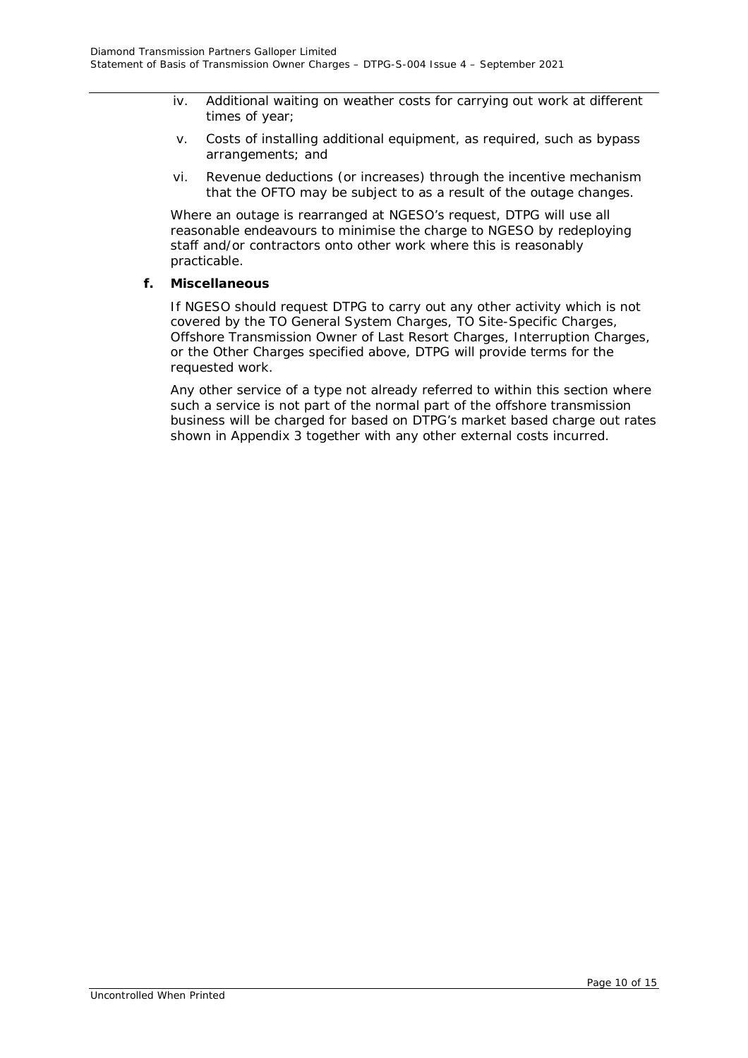iv. Additional waiting on weather costs for carrying out work at different times of year;

v. Costs of installing additional equipment, as required, such as bypass arrangements; and

vi. Revenue deductions (or increases) through the incentive mechanism that the OFTO may be subject to as a result of the outage changes.

Where an outage is rearranged at NGESO's request, DTPG will use all reasonable endeavours to minimise the charge to NGESO by redeploying staff and/or contractors onto other work where this is reasonably practicable.

**f. Miscellaneous**

If NGESO should request DTPG to carry out any other activity which is not covered by the TO General System Charges, TO Site-Specific Charges, Offshore Transmission Owner of Last Resort Charges, Interruption Charges, or the Other Charges specified above, DTPG will provide terms for the requested work.

Any other service of a type not already referred to within this section where such a service is not part of the normal part of the offshore transmission business will be charged for based on DTPG's market based charge out rates shown in Appendix 3 together with any other external costs incurred.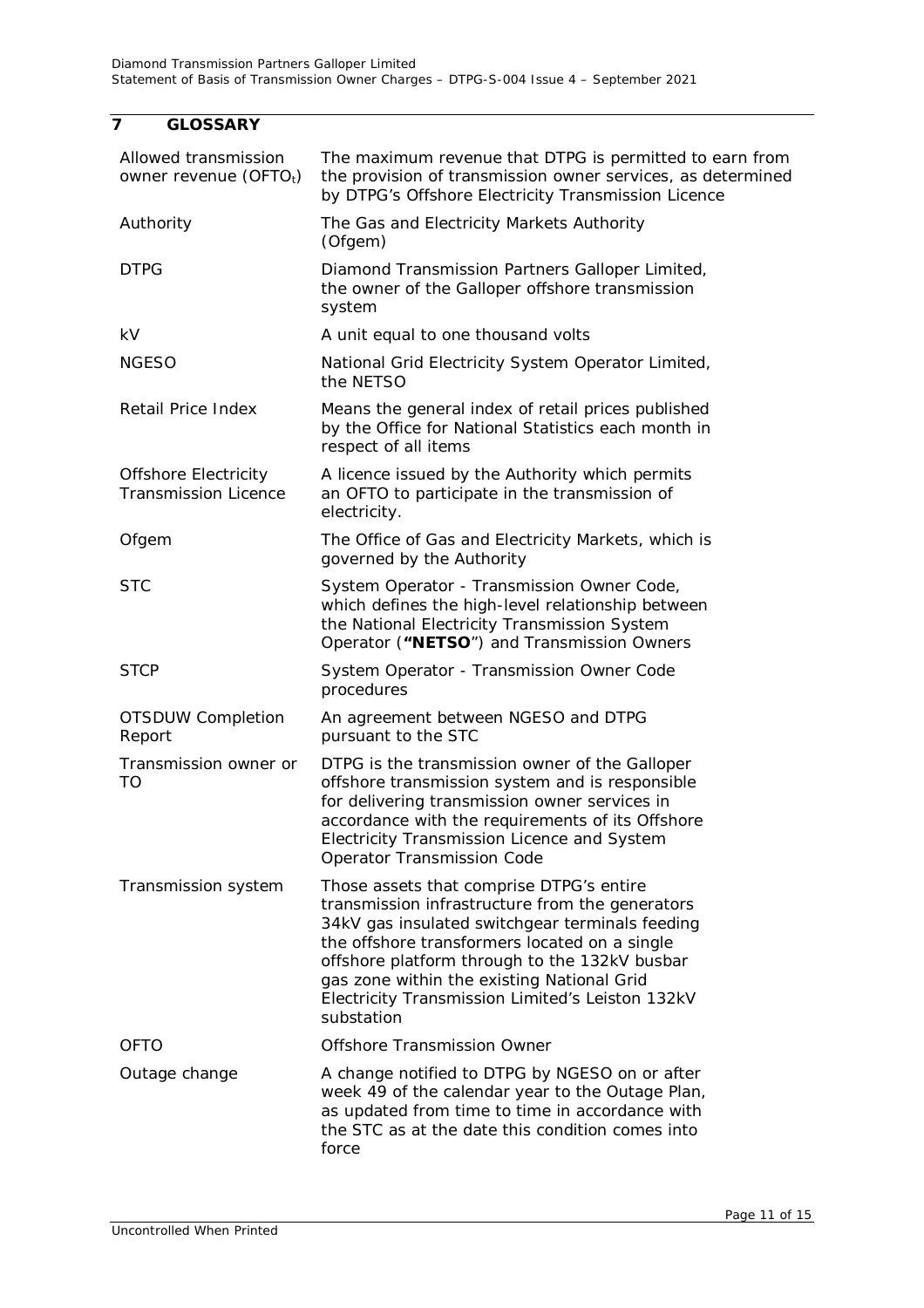## 7 GLOSSARY

| | |
|---|---|
| Allowed transmission owner revenue ($OFTO_t$) | The maximum revenue that DTPG is permitted to earn from the provision of transmission owner services, as determined by DTPG's Offshore Electricity Transmission Licence |
| Authority | The Gas and Electricity Markets Authority (Ofgem) |
| DTPG | Diamond Transmission Partners Galloper Limited, the owner of the Galloper offshore transmission system |
| kV | A unit equal to one thousand volts |
| NGESO | National Grid Electricity System Operator Limited, the NETSO |
| Retail Price Index | Means the general index of retail prices published by the Office for National Statistics each month in respect of all items |
| Offshore Electricity Transmission Licence | A licence issued by the Authority which permits an OFTO to participate in the transmission of electricity. |
| Ofgem | The Office of Gas and Electricity Markets, which is governed by the Authority |
| STC | System Operator - Transmission Owner Code, which defines the high-level relationship between the National Electricity Transmission System Operator (**"NETSO"**) and Transmission Owners |
| STCP | System Operator - Transmission Owner Code procedures |
| OTSDUW Completion Report | An agreement between NGESO and DTPG pursuant to the STC |
| Transmission owner or TO | DTPG is the transmission owner of the Galloper offshore transmission system and is responsible for delivering transmission owner services in accordance with the requirements of its Offshore Electricity Transmission Licence and System Operator Transmission Code |
| Transmission system | Those assets that comprise DTPG's entire transmission infrastructure from the generators 34kV gas insulated switchgear terminals feeding the offshore transformers located on a single offshore platform through to the 132kV busbar gas zone within the existing National Grid Electricity Transmission Limited's Leiston 132kV substation |
| OFTO | Offshore Transmission Owner |
| Outage change | A change notified to DTPG by NGESO on or after week 49 of the calendar year to the Outage Plan, as updated from time to time in accordance with the STC as at the date this condition comes into force |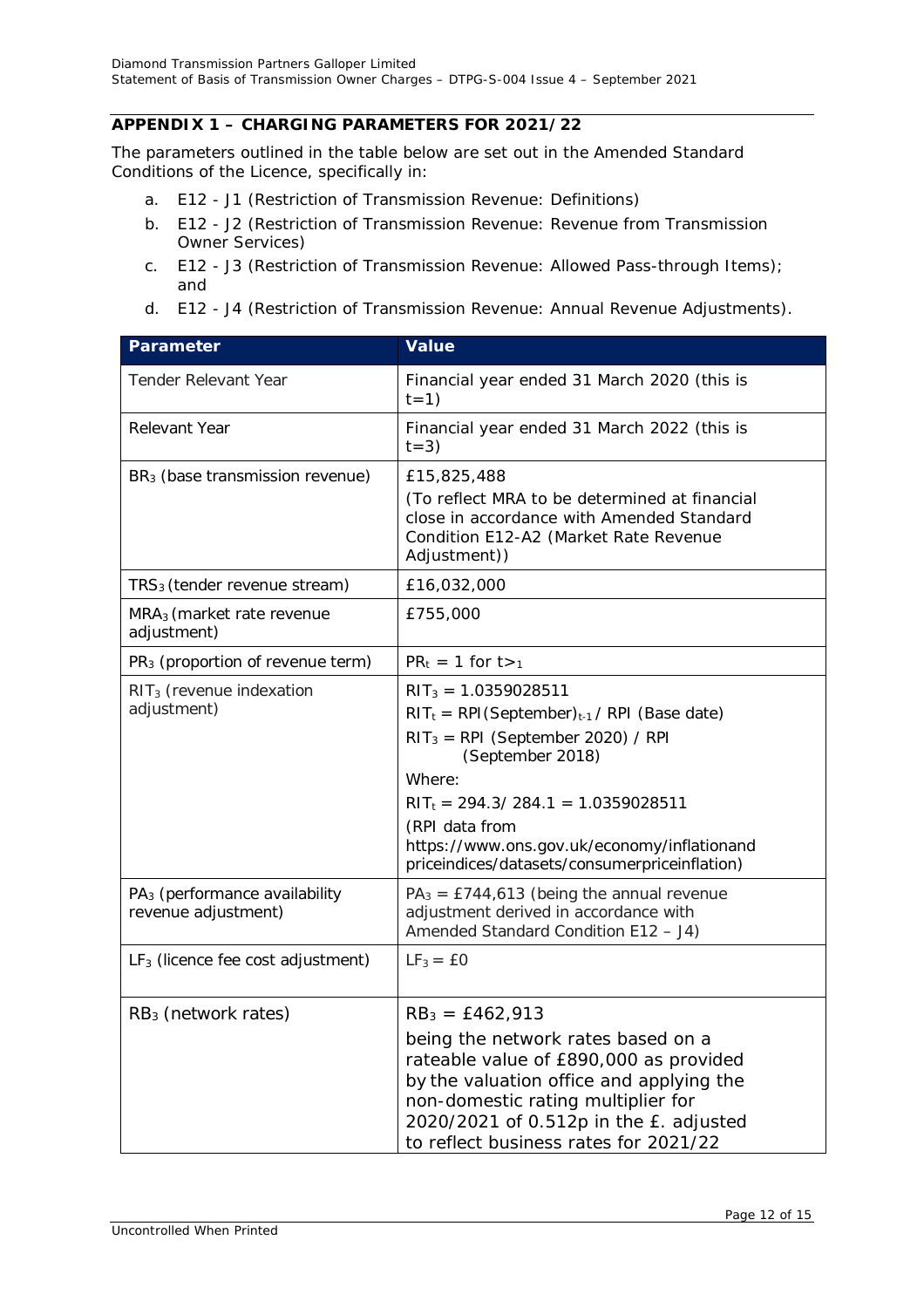## APPENDIX 1 – CHARGING PARAMETERS FOR 2021/22

The parameters outlined in the table below are set out in the Amended Standard Conditions of the Licence, specifically in:

a. E12 - J1 (Restriction of Transmission Revenue: Definitions)
b. E12 - J2 (Restriction of Transmission Revenue: Revenue from Transmission Owner Services)
c. E12 - J3 (Restriction of Transmission Revenue: Allowed Pass-through Items); and
d. E12 - J4 (Restriction of Transmission Revenue: Annual Revenue Adjustments).

| Parameter | Value |
|---|---|
| Tender Relevant Year | Financial year ended 31 March 2020 (this is $t=1$) |
| Relevant Year | Financial year ended 31 March 2022 (this is $t=3$) |
| $BR_3$ (base transmission revenue) | £15,825,488<br>(To reflect MRA to be determined at financial close in accordance with Amended Standard Condition E12-A2 (Market Rate Revenue Adjustment)) |
| $TRS_3$ (tender revenue stream) | £16,032,000 |
| $MRA_3$ (market rate revenue adjustment) | £755,000 |
| $PR_3$ (proportion of revenue term) | $PR_t = 1$ for $t>_1$ |
| $RIT_3$ (revenue indexation adjustment) | $RIT_3 = 1.0359028511$<br>$RIT_t = RPI(September)_{t-1} / RPI$ (Base date)<br>$RIT_3 = RPI$ (September 2020) / RPI (September 2018)<br>Where:<br>$RIT_t = 294.3 / 284.1 = 1.0359028511$<br>(RPI data from https://www.ons.gov.uk/economy/inflationandpriceindices/datasets/consumerpriceinflation) |
| $PA_3$ (performance availability revenue adjustment) | $PA_3 = £744{,}613$ (being the annual revenue adjustment derived in accordance with Amended Standard Condition E12 – J4) |
| $LF_3$ (licence fee cost adjustment) | $LF_3 = £0$ |
| $RB_3$ (network rates) | $RB_3 = £462{,}913$<br>being the network rates based on a rateable value of £890,000 as provided by the valuation office and applying the non-domestic rating multiplier for 2020/2021 of 0.512p in the £. adjusted to reflect business rates for 2021/22 |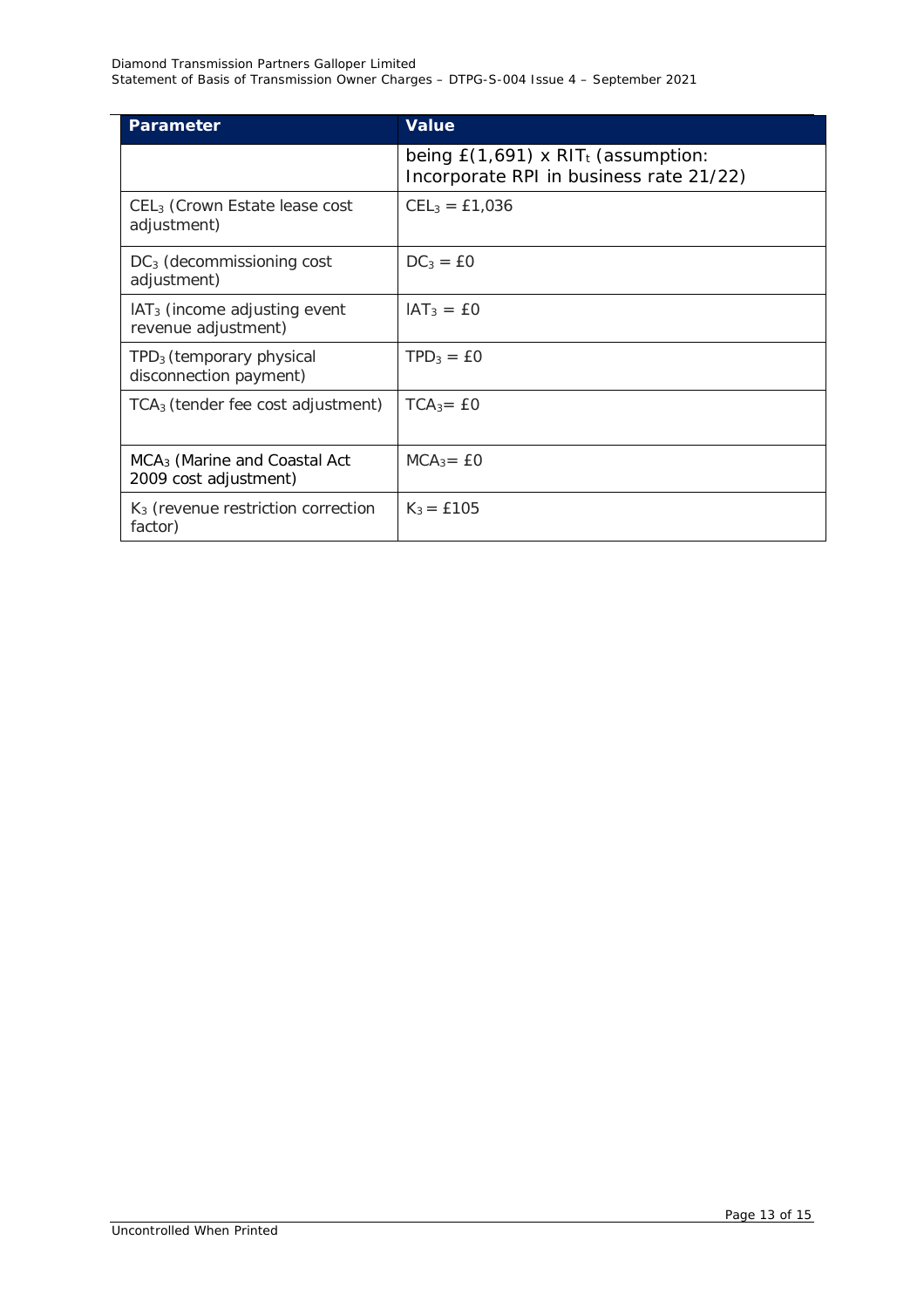| Parameter | Value |
| --- | --- |
| | being £(1,691) x $RIT_t$ (assumption: Incorporate RPI in business rate 21/22) |
| $CEL_3$ (Crown Estate lease cost adjustment) | $CEL_3$ = £1,036 |
| $DC_3$ (decommissioning cost adjustment) | $DC_3$ = £0 |
| $IAT_3$ (income adjusting event revenue adjustment) | $IAT_3$ = £0 |
| $TPD_3$ (temporary physical disconnection payment) | $TPD_3$ = £0 |
| $TCA_3$ (tender fee cost adjustment) | $TCA_3$= £0 |
| $MCA_3$ (Marine and Coastal Act 2009 cost adjustment) | $MCA_3$= £0 |
| $K_3$ (revenue restriction correction factor) | $K_3$ = £105 |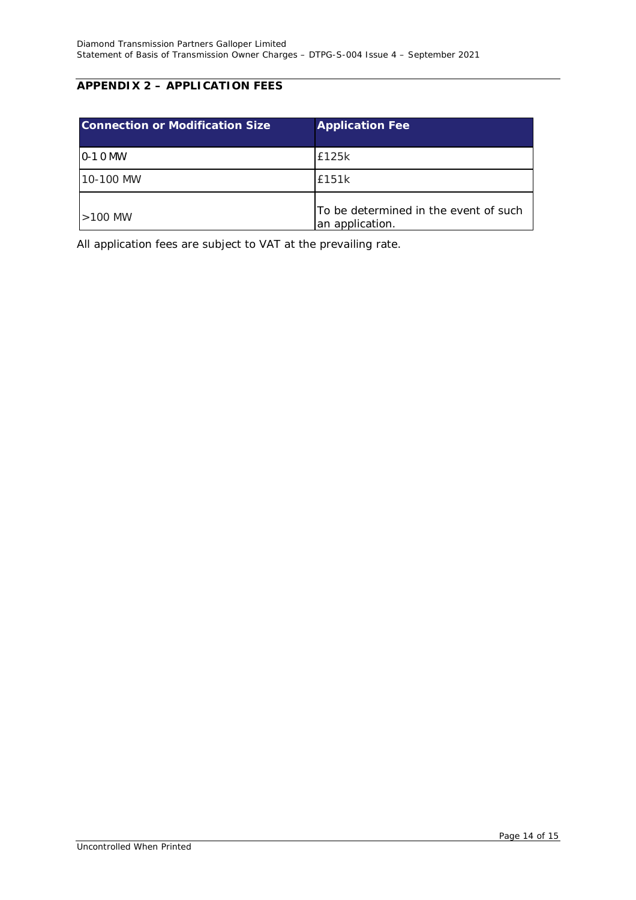## APPENDIX 2 – APPLICATION FEES

| Connection or Modification Size | Application Fee |
|---|---|
| 0-10 MW | £125k |
| 10-100 MW | £151k |
| >100 MW | To be determined in the event of such an application. |

All application fees are subject to VAT at the prevailing rate.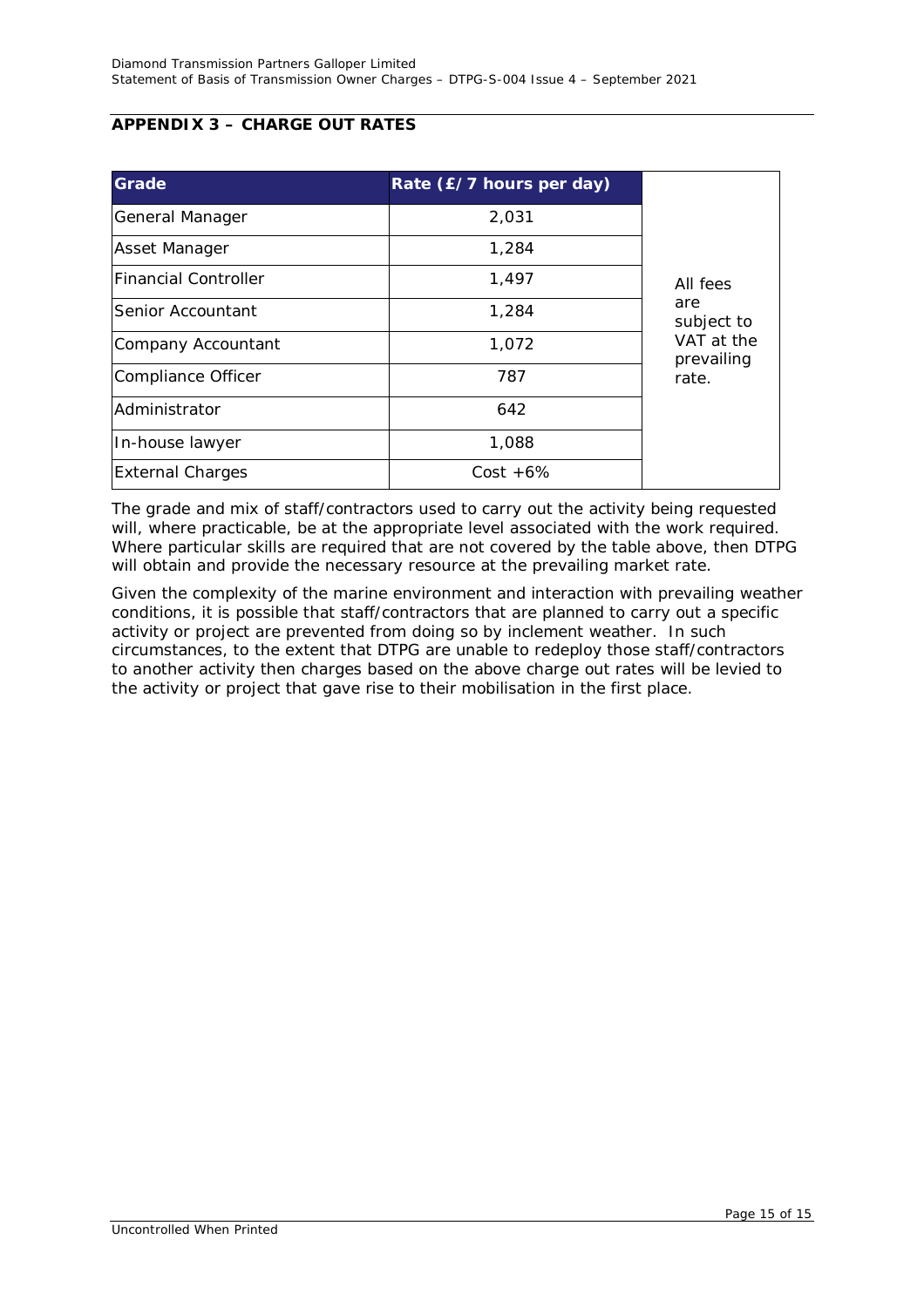## APPENDIX 3 – CHARGE OUT RATES

| Grade | Rate (£/7 hours per day) | |
|---|---|---|
| General Manager | 2,031 | All fees are subject to VAT at the prevailing rate. |
| Asset Manager | 1,284 | |
| Financial Controller | 1,497 | |
| Senior Accountant | 1,284 | |
| Company Accountant | 1,072 | |
| Compliance Officer | 787 | |
| Administrator | 642 | |
| In-house lawyer | 1,088 | |
| External Charges | Cost +6% | |

The grade and mix of staff/contractors used to carry out the activity being requested will, where practicable, be at the appropriate level associated with the work required. Where particular skills are required that are not covered by the table above, then DTPG will obtain and provide the necessary resource at the prevailing market rate.

Given the complexity of the marine environment and interaction with prevailing weather conditions, it is possible that staff/contractors that are planned to carry out a specific activity or project are prevented from doing so by inclement weather. In such circumstances, to the extent that DTPG are unable to redeploy those staff/contractors to another activity then charges based on the above charge out rates will be levied to the activity or project that gave rise to their mobilisation in the first place.